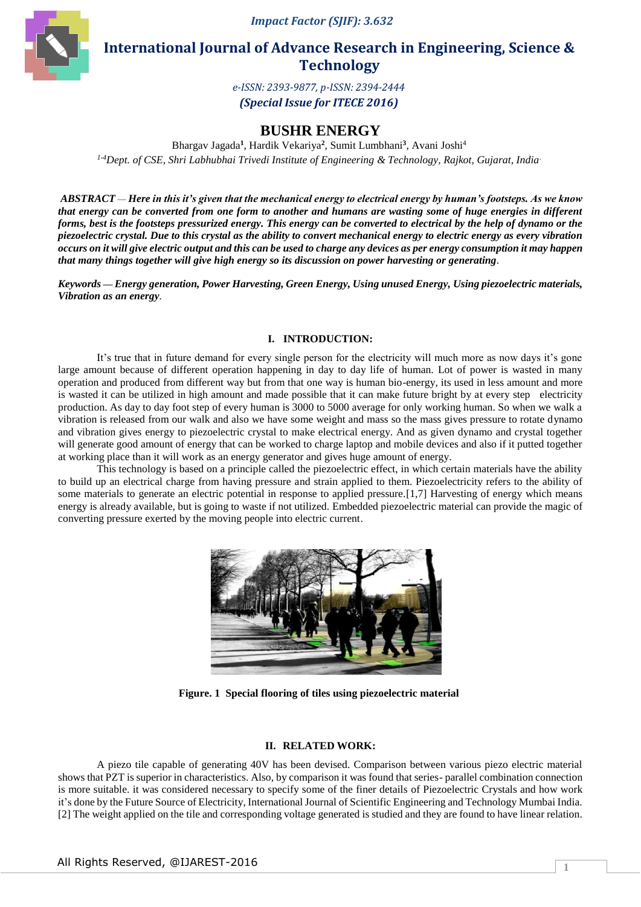# BUSHR ENERGY

Bhargav Jagada[1], Hardik Vekariya[2], Sumit Lumbhani[3], Avani Joshi[4]

[1-4]Dept. of CSE, Shri Labhubhai Trivedi Institute of Engineering & Technology, Rajkot, Gujarat, India.

***ABSTRACT** — Here in this it's given that the mechanical energy to electrical energy by human's footsteps. As we know that energy can be converted from one form to another and humans are wasting some of huge energies in different forms, best is the footsteps pressurized energy. This energy can be converted to electrical by the help of dynamo or the piezoelectric crystal. Due to this crystal as the ability to convert mechanical energy to electric energy as every vibration occurs on it will give electric output and this can be used to charge any devices as per energy consumption it may happen that many things together will give high energy so its discussion on power harvesting or generating*.

***Keywords** — Energy generation, Power Harvesting, Green Energy, Using unused Energy, Using piezoelectric materials, Vibration as an energy*.

## I. INTRODUCTION:

It's true that in future demand for every single person for the electricity will much more as now days it's gone large amount because of different operation happening in day to day life of human. Lot of power is wasted in many operation and produced from different way but from that one way is human bio-energy, its used in less amount and more is wasted it can be utilized in high amount and made possible that it can make future bright by at every step electricity production. As day to day foot step of every human is 3000 to 5000 average for only working human. So when we walk a vibration is released from our walk and also we have some weight and mass so the mass gives pressure to rotate dynamo and vibration gives energy to piezoelectric crystal to make electrical energy. And as given dynamo and crystal together will generate good amount of energy that can be worked to charge laptop and mobile devices and also if it putted together at working place than it will work as an energy generator and gives huge amount of energy.

This technology is based on a principle called the piezoelectric effect, in which certain materials have the ability to build up an electrical charge from having pressure and strain applied to them. Piezoelectricity refers to the ability of some materials to generate an electric potential in response to applied pressure.[1,7] Harvesting of energy which means energy is already available, but is going to waste if not utilized. Embedded piezoelectric material can provide the magic of converting pressure exerted by the moving people into electric current.

**Figure. 1 Special flooring of tiles using piezoelectric material**

## II. RELATED WORK:

A piezo tile capable of generating 40V has been devised. Comparison between various piezo electric material shows that PZT is superior in characteristics. Also, by comparison it was found that series- parallel combination connection is more suitable. it was considered necessary to specify some of the finer details of Piezoelectric Crystals and how work it's done by the Future Source of Electricity, International Journal of Scientific Engineering and Technology Mumbai India.[2] The weight applied on the tile and corresponding voltage generated is studied and they are found to have linear relation.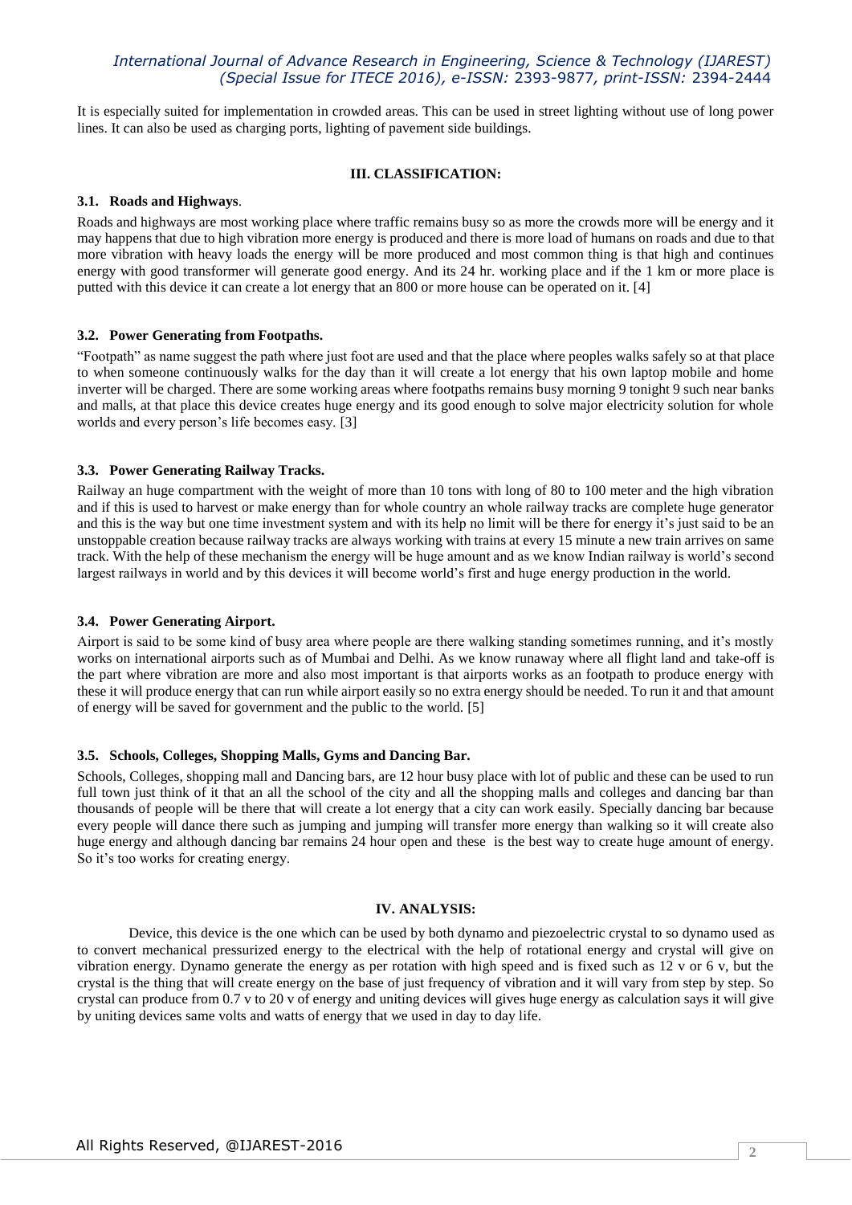It is especially suited for implementation in crowded areas. This can be used in street lighting without use of long power lines. It can also be used as charging ports, lighting of pavement side buildings.

## III. CLASSIFICATION:

### 3.1. Roads and Highways.

Roads and highways are most working place where traffic remains busy so as more the crowds more will be energy and it may happens that due to high vibration more energy is produced and there is more load of humans on roads and due to that more vibration with heavy loads the energy will be more produced and most common thing is that high and continues energy with good transformer will generate good energy. And its 24 hr. working place and if the 1 km or more place is putted with this device it can create a lot energy that an 800 or more house can be operated on it. [4]

### 3.2. Power Generating from Footpaths.

"Footpath" as name suggest the path where just foot are used and that the place where peoples walks safely so at that place to when someone continuously walks for the day than it will create a lot energy that his own laptop mobile and home inverter will be charged. There are some working areas where footpaths remains busy morning 9 tonight 9 such near banks and malls, at that place this device creates huge energy and its good enough to solve major electricity solution for whole worlds and every person's life becomes easy. [3]

### 3.3. Power Generating Railway Tracks.

Railway an huge compartment with the weight of more than 10 tons with long of 80 to 100 meter and the high vibration and if this is used to harvest or make energy than for whole country an whole railway tracks are complete huge generator and this is the way but one time investment system and with its help no limit will be there for energy it's just said to be an unstoppable creation because railway tracks are always working with trains at every 15 minute a new train arrives on same track. With the help of these mechanism the energy will be huge amount and as we know Indian railway is world's second largest railways in world and by this devices it will become world's first and huge energy production in the world.

### 3.4. Power Generating Airport.

Airport is said to be some kind of busy area where people are there walking standing sometimes running, and it's mostly works on international airports such as of Mumbai and Delhi. As we know runaway where all flight land and take-off is the part where vibration are more and also most important is that airports works as an footpath to produce energy with these it will produce energy that can run while airport easily so no extra energy should be needed. To run it and that amount of energy will be saved for government and the public to the world. [5]

### 3.5. Schools, Colleges, Shopping Malls, Gyms and Dancing Bar.

Schools, Colleges, shopping mall and Dancing bars, are 12 hour busy place with lot of public and these can be used to run full town just think of it that an all the school of the city and all the shopping malls and colleges and dancing bar than thousands of people will be there that will create a lot energy that a city can work easily. Specially dancing bar because every people will dance there such as jumping and jumping will transfer more energy than walking so it will create also huge energy and although dancing bar remains 24 hour open and these is the best way to create huge amount of energy. So it's too works for creating energy.

## IV. ANALYSIS:

Device, this device is the one which can be used by both dynamo and piezoelectric crystal to so dynamo used as to convert mechanical pressurized energy to the electrical with the help of rotational energy and crystal will give on vibration energy. Dynamo generate the energy as per rotation with high speed and is fixed such as 12 v or 6 v, but the crystal is the thing that will create energy on the base of just frequency of vibration and it will vary from step by step. So crystal can produce from 0.7 v to 20 v of energy and uniting devices will gives huge energy as calculation says it will give by uniting devices same volts and watts of energy that we used in day to day life.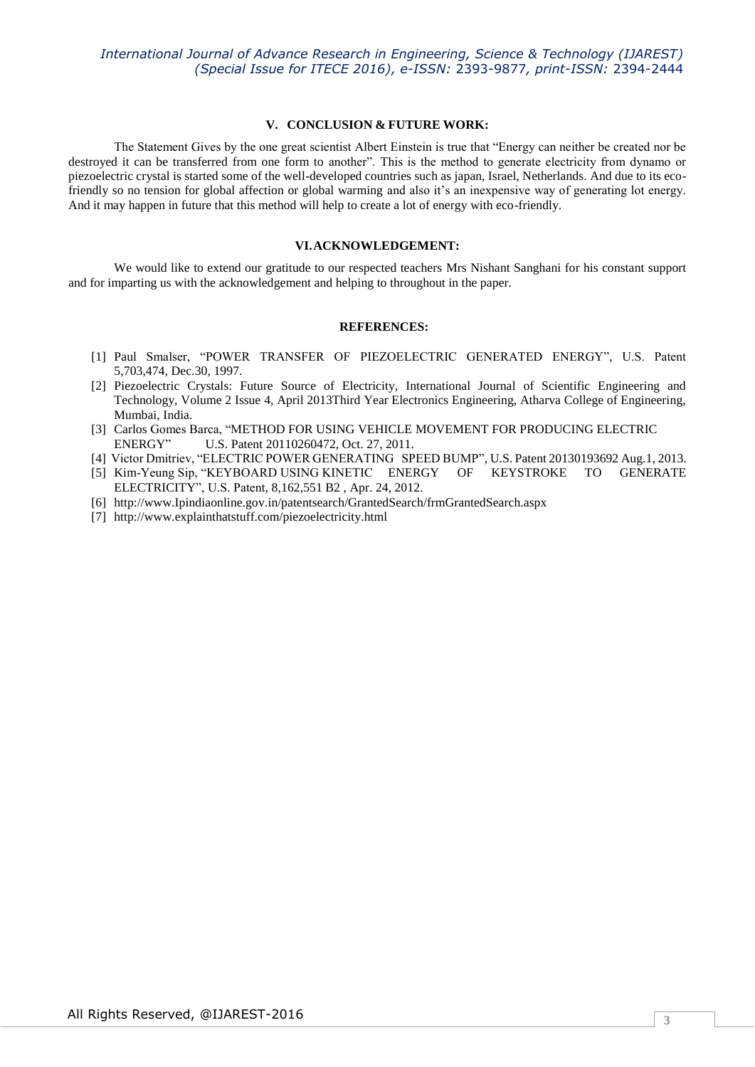## V. CONCLUSION & FUTURE WORK:

The Statement Gives by the one great scientist Albert Einstein is true that "Energy can neither be created nor be destroyed it can be transferred from one form to another". This is the method to generate electricity from dynamo or piezoelectric crystal is started some of the well-developed countries such as japan, Israel, Netherlands. And due to its eco-friendly so no tension for global affection or global warming and also it's an inexpensive way of generating lot energy. And it may happen in future that this method will help to create a lot of energy with eco-friendly.

## VI. ACKNOWLEDGEMENT:

We would like to extend our gratitude to our respected teachers Mrs Nishant Sanghani for his constant support and for imparting us with the acknowledgement and helping to throughout in the paper.

## REFERENCES:

[1] Paul Smalser, "POWER TRANSFER OF PIEZOELECTRIC GENERATED ENERGY", U.S. Patent 5,703,474, Dec.30, 1997.

[2] Piezoelectric Crystals: Future Source of Electricity, International Journal of Scientific Engineering and Technology, Volume 2 Issue 4, April 2013Third Year Electronics Engineering, Atharva College of Engineering, Mumbai, India.

[3] Carlos Gomes Barca, "METHOD FOR USING VEHICLE MOVEMENT FOR PRODUCING ELECTRIC ENERGY" U.S. Patent 20110260472, Oct. 27, 2011.

[4] Victor Dmitriev, "ELECTRIC POWER GENERATING SPEED BUMP", U.S. Patent 20130193692 Aug.1, 2013.

[5] Kim-Yeung Sip, "KEYBOARD USING KINETIC ENERGY OF KEYSTROKE TO GENERATE ELECTRICITY", U.S. Patent, 8,162,551 B2 , Apr. 24, 2012.

[6] http://www.Ipindiaonline.gov.in/patentsearch/GrantedSearch/frmGrantedSearch.aspx

[7] http://www.explainthatstuff.com/piezoelectricity.html